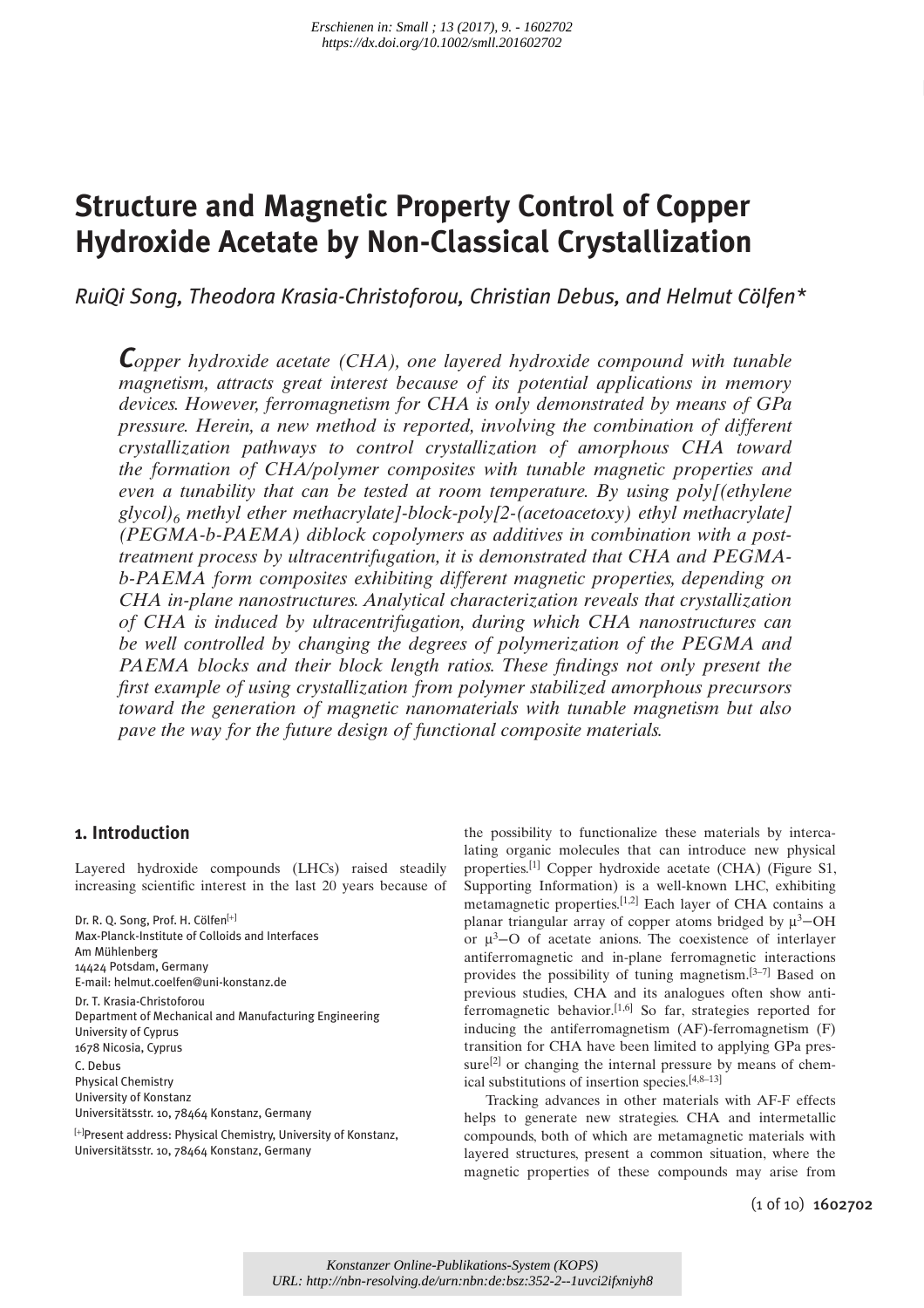# Structure and Magnetic Property Control of Copper Hydroxide Acetate by Non-Classical Crystallization

*RuiQi Song, Theodora Krasia-Christoforou, Christian Debus, and Helmut Cölfen\**

*Copper hydroxide acetate (CHA), one layered hydroxide compound with tunable magnetism, attracts great interest because of its potential applications in memory devices. However, ferromagnetism for CHA is only demonstrated by means of GPa pressure. Herein, a new method is reported, involving the combination of different crystallization pathways to control crystallization of amorphous CHA toward the formation of CHA/polymer composites with tunable magnetic properties and even a tunability that can be tested at room temperature. By using poly[(ethylene glycol)$_6$ methyl ether methacrylate]-block-poly[2-(acetoacetoxy) ethyl methacrylate] (PEGMA-b-PAEMA) diblock copolymers as additives in combination with a post-treatment process by ultracentrifugation, it is demonstrated that CHA and PEGMA-b-PAEMA form composites exhibiting different magnetic properties, depending on CHA in-plane nanostructures. Analytical characterization reveals that crystallization of CHA is induced by ultracentrifugation, during which CHA nanostructures can be well controlled by changing the degrees of polymerization of the PEGMA and PAEMA blocks and their block length ratios. These findings not only present the first example of using crystallization from polymer stabilized amorphous precursors toward the generation of magnetic nanomaterials with tunable magnetism but also pave the way for the future design of functional composite materials.*

## 1. Introduction

Layered hydroxide compounds (LHCs) raised steadily increasing scientific interest in the last 20 years because of the possibility to functionalize these materials by intercalating organic molecules that can introduce new physical properties.[1] Copper hydroxide acetate (CHA) (Figure S1, Supporting Information) is a well-known LHC, exhibiting metamagnetic properties.[1,2] Each layer of CHA contains a planar triangular array of copper atoms bridged by $\mu^3$–OH or $\mu^3$–O of acetate anions. The coexistence of interlayer antiferromagnetic and in-plane ferromagnetic interactions provides the possibility of tuning magnetism.[3–7] Based on previous studies, CHA and its analogues often show antiferromagnetic behavior.[1,6] So far, strategies reported for inducing the antiferromagnetism (AF)-ferromagnetism (F) transition for CHA have been limited to applying GPa pressure[2] or changing the internal pressure by means of chemical substitutions of insertion species.[4,8–13]

Tracking advances in other materials with AF-F effects helps to generate new strategies. CHA and intermetallic compounds, both of which are metamagnetic materials with layered structures, present a common situation, where the magnetic properties of these compounds may arise from

Dr. R. Q. Song, Prof. H. Cölfen[+]
Max-Planck-Institute of Colloids and Interfaces
Am Mühlenberg
14424 Potsdam, Germany
E-mail: helmut.coelfen@uni-konstanz.de

Dr. T. Krasia-Christoforou
Department of Mechanical and Manufacturing Engineering
University of Cyprus
1678 Nicosia, Cyprus

C. Debus
Physical Chemistry
University of Konstanz
Universitätsstr. 10, 78464 Konstanz, Germany

[+]Present address: Physical Chemistry, University of Konstanz, Universitätsstr. 10, 78464 Konstanz, Germany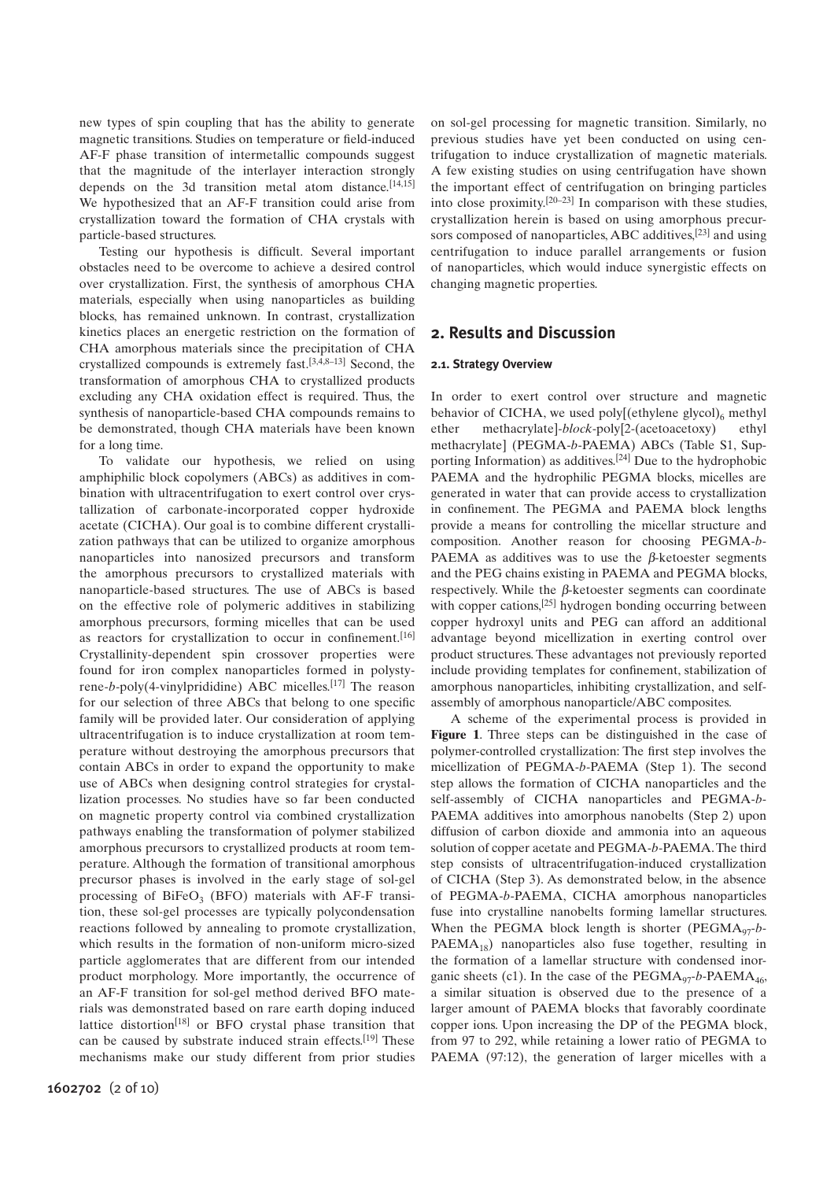new types of spin coupling that has the ability to generate magnetic transitions. Studies on temperature or field-induced AF-F phase transition of intermetallic compounds suggest that the magnitude of the interlayer interaction strongly depends on the 3d transition metal atom distance.[14,15] We hypothesized that an AF-F transition could arise from crystallization toward the formation of CHA crystals with particle-based structures.

Testing our hypothesis is difficult. Several important obstacles need to be overcome to achieve a desired control over crystallization. First, the synthesis of amorphous CHA materials, especially when using nanoparticles as building blocks, has remained unknown. In contrast, crystallization kinetics places an energetic restriction on the formation of CHA amorphous materials since the precipitation of CHA crystallized compounds is extremely fast.[3,4,8–13] Second, the transformation of amorphous CHA to crystallized products excluding any CHA oxidation effect is required. Thus, the synthesis of nanoparticle-based CHA compounds remains to be demonstrated, though CHA materials have been known for a long time.

To validate our hypothesis, we relied on using amphiphilic block copolymers (ABCs) as additives in combination with ultracentrifugation to exert control over crystallization of carbonate-incorporated copper hydroxide acetate (CICHA). Our goal is to combine different crystallization pathways that can be utilized to organize amorphous nanoparticles into nanosized precursors and transform the amorphous precursors to crystallized materials with nanoparticle-based structures. The use of ABCs is based on the effective role of polymeric additives in stabilizing amorphous precursors, forming micelles that can be used as reactors for crystallization to occur in confinement.[16] Crystallinity-dependent spin crossover properties were found for iron complex nanoparticles formed in polystyrene-*b*-poly(4-vinylprididine) ABC micelles.[17] The reason for our selection of three ABCs that belong to one specific family will be provided later. Our consideration of applying ultracentrifugation is to induce crystallization at room temperature without destroying the amorphous precursors that contain ABCs in order to expand the opportunity to make use of ABCs when designing control strategies for crystallization processes. No studies have so far been conducted on magnetic property control via combined crystallization pathways enabling the transformation of polymer stabilized amorphous precursors to crystallized products at room temperature. Although the formation of transitional amorphous precursor phases is involved in the early stage of sol-gel processing of $BiFeO_3$ (BFO) materials with AF-F transition, these sol-gel processes are typically polycondensation reactions followed by annealing to promote crystallization, which results in the formation of non-uniform micro-sized particle agglomerates that are different from our intended product morphology. More importantly, the occurrence of an AF-F transition for sol-gel method derived BFO materials was demonstrated based on rare earth doping induced lattice distortion[18] or BFO crystal phase transition that can be caused by substrate induced strain effects.[19] These mechanisms make our study different from prior studies on sol-gel processing for magnetic transition. Similarly, no previous studies have yet been conducted on using centrifugation to induce crystallization of magnetic materials. A few existing studies on using centrifugation have shown the important effect of centrifugation on bringing particles into close proximity.[20–23] In comparison with these studies, crystallization herein is based on using amorphous precursors composed of nanoparticles, ABC additives,[23] and using centrifugation to induce parallel arrangements or fusion of nanoparticles, which would induce synergistic effects on changing magnetic properties.

## 2. Results and Discussion

### 2.1. Strategy Overview

In order to exert control over structure and magnetic behavior of CICHA, we used poly[(ethylene glycol)$_6$ methyl ether methacrylate]-*block*-poly[2-(acetoacetoxy) ethyl methacrylate] (PEGMA-*b*-PAEMA) ABCs (Table S1, Supporting Information) as additives.[24] Due to the hydrophobic PAEMA and the hydrophilic PEGMA blocks, micelles are generated in water that can provide access to crystallization in confinement. The PEGMA and PAEMA block lengths provide a means for controlling the micellar structure and composition. Another reason for choosing PEGMA-*b*-PAEMA as additives was to use the *β*-ketoester segments and the PEG chains existing in PAEMA and PEGMA blocks, respectively. While the *β*-ketoester segments can coordinate with copper cations,[25] hydrogen bonding occurring between copper hydroxyl units and PEG can afford an additional advantage beyond micellization in exerting control over product structures. These advantages not previously reported include providing templates for confinement, stabilization of amorphous nanoparticles, inhibiting crystallization, and self-assembly of amorphous nanoparticle/ABC composites.

A scheme of the experimental process is provided in **Figure 1**. Three steps can be distinguished in the case of polymer-controlled crystallization: The first step involves the micellization of PEGMA-*b*-PAEMA (Step 1). The second step allows the formation of CICHA nanoparticles and the self-assembly of CICHA nanoparticles and PEGMA-*b*-PAEMA additives into amorphous nanobelts (Step 2) upon diffusion of carbon dioxide and ammonia into an aqueous solution of copper acetate and PEGMA-*b*-PAEMA. The third step consists of ultracentrifugation-induced crystallization of CICHA (Step 3). As demonstrated below, in the absence of PEGMA-*b*-PAEMA, CICHA amorphous nanoparticles fuse into crystalline nanobelts forming lamellar structures. When the PEGMA block length is shorter (PEGMA$_{97}$-*b*-PAEMA$_{18}$) nanoparticles also fuse together, resulting in the formation of a lamellar structure with condensed inorganic sheets (c1). In the case of the PEGMA$_{97}$-*b*-PAEMA$_{46}$, a similar situation is observed due to the presence of a larger amount of PAEMA blocks that favorably coordinate copper ions. Upon increasing the DP of the PEGMA block, from 97 to 292, while retaining a lower ratio of PEGMA to PAEMA (97:12), the generation of larger micelles with a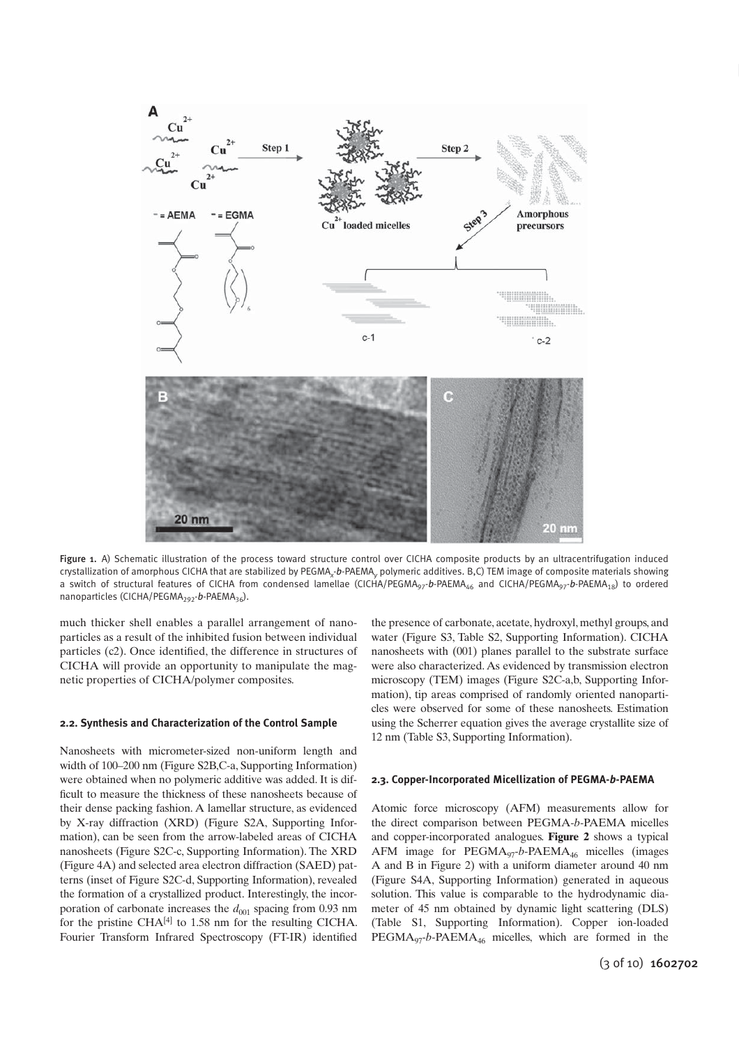Figure 1. A) Schematic illustration of the process toward structure control over ClCHA composite products by an ultracentrifugation induced crystallization of amorphous ClCHA that are stabilized by $PEGMA_x$-*b*-$PAEMA_y$ polymeric additives. B,C) TEM image of composite materials showing a switch of structural features of ClCHA from condensed lamellae (ClCHA/$PEGMA_{97}$-*b*-$PAEMA_{46}$ and ClCHA/$PEGMA_{97}$-*b*-$PAEMA_{18}$) to ordered nanoparticles (ClCHA/$PEGMA_{292}$-*b*-$PAEMA_{36}$).

much thicker shell enables a parallel arrangement of nanoparticles as a result of the inhibited fusion between individual particles (c2). Once identified, the difference in structures of ClCHA will provide an opportunity to manipulate the magnetic properties of ClCHA/polymer composites.

### 2.2. Synthesis and Characterization of the Control Sample

Nanosheets with micrometer-sized non-uniform length and width of 100–200 nm (Figure S2B,C-a, Supporting Information) were obtained when no polymeric additive was added. It is difficult to measure the thickness of these nanosheets because of their dense packing fashion. A lamellar structure, as evidenced by X-ray diffraction (XRD) (Figure S2A, Supporting Information), can be seen from the arrow-labeled areas of ClCHA nanosheets (Figure S2C-c, Supporting Information). The XRD (Figure 4A) and selected area electron diffraction (SAED) patterns (inset of Figure S2C-d, Supporting Information), revealed the formation of a crystallized product. Interestingly, the incorporation of carbonate increases the $d_{001}$ spacing from 0.93 nm for the pristine CHA[4] to 1.58 nm for the resulting ClCHA. Fourier Transform Infrared Spectroscopy (FT-IR) identified the presence of carbonate, acetate, hydroxyl, methyl groups, and water (Figure S3, Table S2, Supporting Information). ClCHA nanosheets with (001) planes parallel to the substrate surface were also characterized. As evidenced by transmission electron microscopy (TEM) images (Figure S2C-a,b, Supporting Information), tip areas comprised of randomly oriented nanoparticles were observed for some of these nanosheets. Estimation using the Scherrer equation gives the average crystallite size of 12 nm (Table S3, Supporting Information).

### 2.3. Copper-Incorporated Micellization of PEGMA-*b*-PAEMA

Atomic force microscopy (AFM) measurements allow for the direct comparison between PEGMA-*b*-PAEMA micelles and copper-incorporated analogues. **Figure 2** shows a typical AFM image for $PEGMA_{97}$-*b*-$PAEMA_{46}$ micelles (images A and B in Figure 2) with a uniform diameter around 40 nm (Figure S4A, Supporting Information) generated in aqueous solution. This value is comparable to the hydrodynamic diameter of 45 nm obtained by dynamic light scattering (DLS) (Table S1, Supporting Information). Copper ion-loaded $PEGMA_{97}$-*b*-$PAEMA_{46}$ micelles, which are formed in the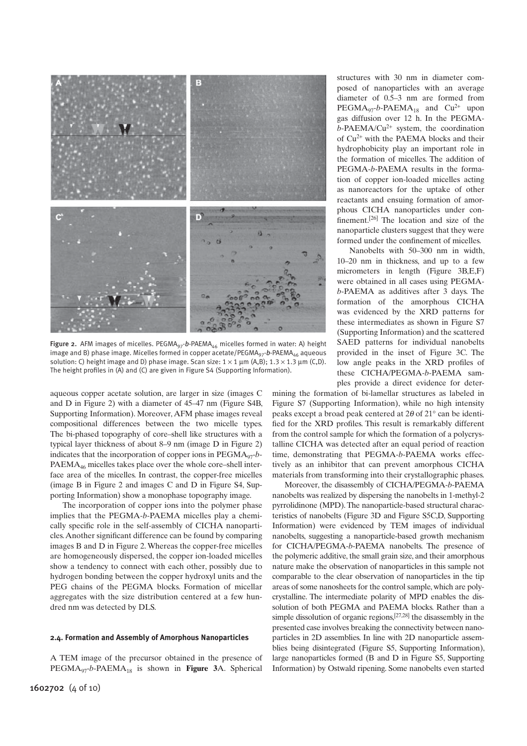Figure 2. AFM images of micelles. $PEGMA_{97}$-*b*-$PAEMA_{46}$ micelles formed in water: A) height image and B) phase image. Micelles formed in copper acetate/$PEGMA_{97}$-*b*-$PAEMA_{46}$ aqueous solution: C) height image and D) phase image. Scan size: 1 × 1 µm (A,B); 1.3 × 1.3 µm (C,D). The height profiles in (A) and (C) are given in Figure S4 (Supporting Information).

aqueous copper acetate solution, are larger in size (images C and D in Figure 2) with a diameter of 45–47 nm (Figure S4B, Supporting Information). Moreover, AFM phase images reveal compositional differences between the two micelle types. The bi-phased topography of core–shell like structures with a typical layer thickness of about 8–9 nm (image D in Figure 2) indicates that the incorporation of copper ions in $PEGMA_{97}$-*b*-$PAEMA_{46}$ micelles takes place over the whole core–shell interface area of the micelles. In contrast, the copper-free micelles (image B in Figure 2 and images C and D in Figure S4, Supporting Information) show a monophase topography image.

The incorporation of copper ions into the polymer phase implies that the PEGMA-*b*-PAEMA micelles play a chemically specific role in the self-assembly of CICHA nanoparticles. Another significant difference can be found by comparing images B and D in Figure 2. Whereas the copper-free micelles are homogeneously dispersed, the copper ion-loaded micelles show a tendency to connect with each other, possibly due to hydrogen bonding between the copper hydroxyl units and the PEG chains of the PEGMA blocks. Formation of micellar aggregates with the size distribution centered at a few hundred nm was detected by DLS.

### 2.4. Formation and Assembly of Amorphous Nanoparticles

A TEM image of the precursor obtained in the presence of $PEGMA_{97}$-*b*-$PAEMA_{18}$ is shown in **Figure 3**A. Spherical structures with 30 nm in diameter composed of nanoparticles with an average diameter of 0.5–3 nm are formed from $PEGMA_{97}$-*b*-$PAEMA_{18}$ and $Cu^{2+}$ upon gas diffusion over 12 h. In the PEGMA-*b*-PAEMA/$Cu^{2+}$ system, the coordination of $Cu^{2+}$ with the PAEMA blocks and their hydrophobicity play an important role in the formation of micelles. The addition of PEGMA-*b*-PAEMA results in the formation of copper ion-loaded micelles acting as nanoreactors for the uptake of other reactants and ensuing formation of amorphous CICHA nanoparticles under confinement.[26] The location and size of the nanoparticle clusters suggest that they were formed under the confinement of micelles.

Nanobelts with 50–300 nm in width, 10–20 nm in thickness, and up to a few micrometers in length (Figure 3B,E,F) were obtained in all cases using PEGMA-*b*-PAEMA as additives after 3 days. The formation of the amorphous CICHA was evidenced by the XRD patterns for these intermediates as shown in Figure S7 (Supporting Information) and the scattered SAED patterns for individual nanobelts provided in the inset of Figure 3C. The low angle peaks in the XRD profiles of these CICHA/PEGMA-*b*-PAEMA samples provide a direct evidence for determining the formation of bi-lamellar structures as labeled in Figure S7 (Supporting Information), while no high intensity peaks except a broad peak centered at $2\theta$ of 21° can be identified for the XRD profiles. This result is remarkably different from the control sample for which the formation of a polycrystalline CICHA was detected after an equal period of reaction time, demonstrating that PEGMA-*b*-PAEMA works effectively as an inhibitor that can prevent amorphous CICHA materials from transforming into their crystallographic phases.

Moreover, the disassembly of CICHA/PEGMA-*b*-PAEMA nanobelts was realized by dispersing the nanobelts in 1-methyl-2 pyrrolidinone (MPD). The nanoparticle-based structural characteristics of nanobelts (Figure 3D and Figure S5C,D, Supporting Information) were evidenced by TEM images of individual nanobelts, suggesting a nanoparticle-based growth mechanism for CICHA/PEGMA-*b*-PAEMA nanobelts. The presence of the polymeric additive, the small grain size, and their amorphous nature make the observation of nanoparticles in this sample not comparable to the clear observation of nanoparticles in the tip areas of some nanosheets for the control sample, which are polycrystalline. The intermediate polarity of MPD enables the dissolution of both PEGMA and PAEMA blocks. Rather than a simple dissolution of organic regions,[27,28] the disassembly in the presented case involves breaking the connectivity between nanoparticles in 2D assemblies. In line with 2D nanoparticle assemblies being disintegrated (Figure S5, Supporting Information), large nanoparticles formed (B and D in Figure S5, Supporting Information) by Ostwald ripening. Some nanobelts even started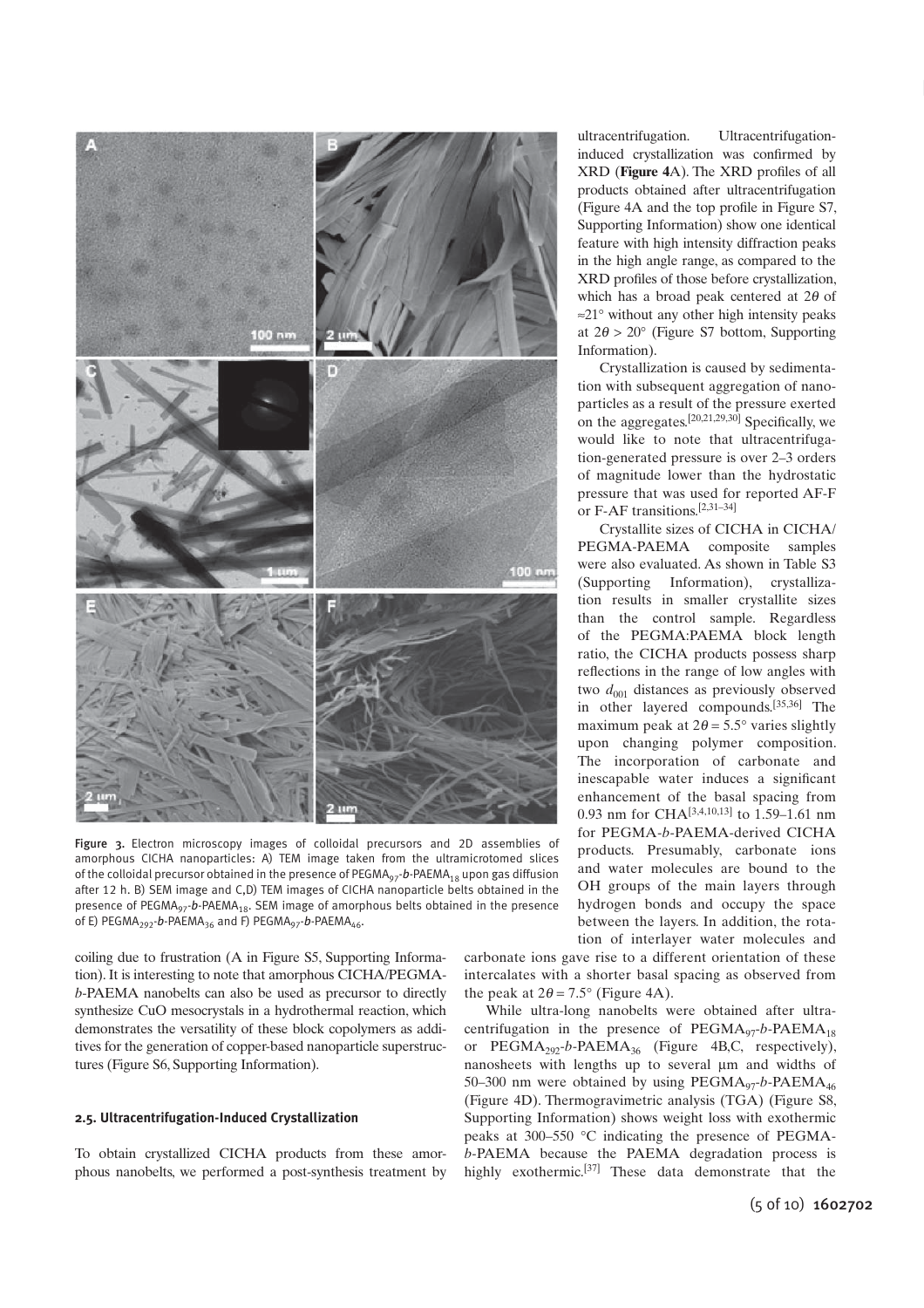Figure 3. Electron microscopy images of colloidal precursors and 2D assemblies of amorphous CICHA nanoparticles: A) TEM image taken from the ultramicrotomed slices of the colloidal precursor obtained in the presence of PEGMA$_{97}$-*b*-PAEMA$_{18}$ upon gas diffusion after 12 h. B) SEM image and C,D) TEM images of CICHA nanoparticle belts obtained in the presence of PEGMA$_{97}$-*b*-PAEMA$_{18}$. SEM image of amorphous belts obtained in the presence of E) PEGMA$_{292}$-*b*-PAEMA$_{36}$ and F) PEGMA$_{97}$-*b*-PAEMA$_{46}$.

coiling due to frustration (A in Figure S5, Supporting Information). It is interesting to note that amorphous CICHA/PEGMA-*b*-PAEMA nanobelts can also be used as precursor to directly synthesize CuO mesocrystals in a hydrothermal reaction, which demonstrates the versatility of these block copolymers as additives for the generation of copper-based nanoparticle superstructures (Figure S6, Supporting Information).

## 2.5. Ultracentrifugation-Induced Crystallization

To obtain crystallized CICHA products from these amorphous nanobelts, we performed a post-synthesis treatment by ultracentrifugation. Ultracentrifugation-induced crystallization was confirmed by XRD (**Figure 4**A). The XRD profiles of all products obtained after ultracentrifugation (Figure 4A and the top profile in Figure S7, Supporting Information) show one identical feature with high intensity diffraction peaks in the high angle range, as compared to the XRD profiles of those before crystallization, which has a broad peak centered at $2\theta$ of $\approx 21°$ without any other high intensity peaks at $2\theta > 20°$ (Figure S7 bottom, Supporting Information).

Crystallization is caused by sedimentation with subsequent aggregation of nanoparticles as a result of the pressure exerted on the aggregates.[20,21,29,30] Specifically, we would like to note that ultracentrifugation-generated pressure is over 2–3 orders of magnitude lower than the hydrostatic pressure that was used for reported AF-F or F-AF transitions.[2,31–34]

Crystallite sizes of CICHA in CICHA/PEGMA-PAEMA composite samples were also evaluated. As shown in Table S3 (Supporting Information), crystallization results in smaller crystallite sizes than the control sample. Regardless of the PEGMA:PAEMA block length ratio, the CICHA products possess sharp reflections in the range of low angles with two $d_{001}$ distances as previously observed in other layered compounds.[35,36] The maximum peak at $2\theta = 5.5°$ varies slightly upon changing polymer composition. The incorporation of carbonate and inescapable water induces a significant enhancement of the basal spacing from 0.93 nm for CHA[3,4,10,13] to 1.59–1.61 nm for PEGMA-*b*-PAEMA-derived CICHA products. Presumably, carbonate ions and water molecules are bound to the OH groups of the main layers through hydrogen bonds and occupy the space between the layers. In addition, the rotation of interlayer water molecules and carbonate ions gave rise to a different orientation of these intercalates with a shorter basal spacing as observed from the peak at $2\theta = 7.5°$ (Figure 4A).

While ultra-long nanobelts were obtained after ultracentrifugation in the presence of PEGMA$_{97}$-*b*-PAEMA$_{18}$ or PEGMA$_{292}$-*b*-PAEMA$_{36}$ (Figure 4B,C, respectively), nanosheets with lengths up to several µm and widths of 50–300 nm were obtained by using PEGMA$_{97}$-*b*-PAEMA$_{46}$ (Figure 4D). Thermogravimetric analysis (TGA) (Figure S8, Supporting Information) shows weight loss with exothermic peaks at 300–550 °C indicating the presence of PEGMA-*b*-PAEMA because the PAEMA degradation process is highly exothermic.[37] These data demonstrate that the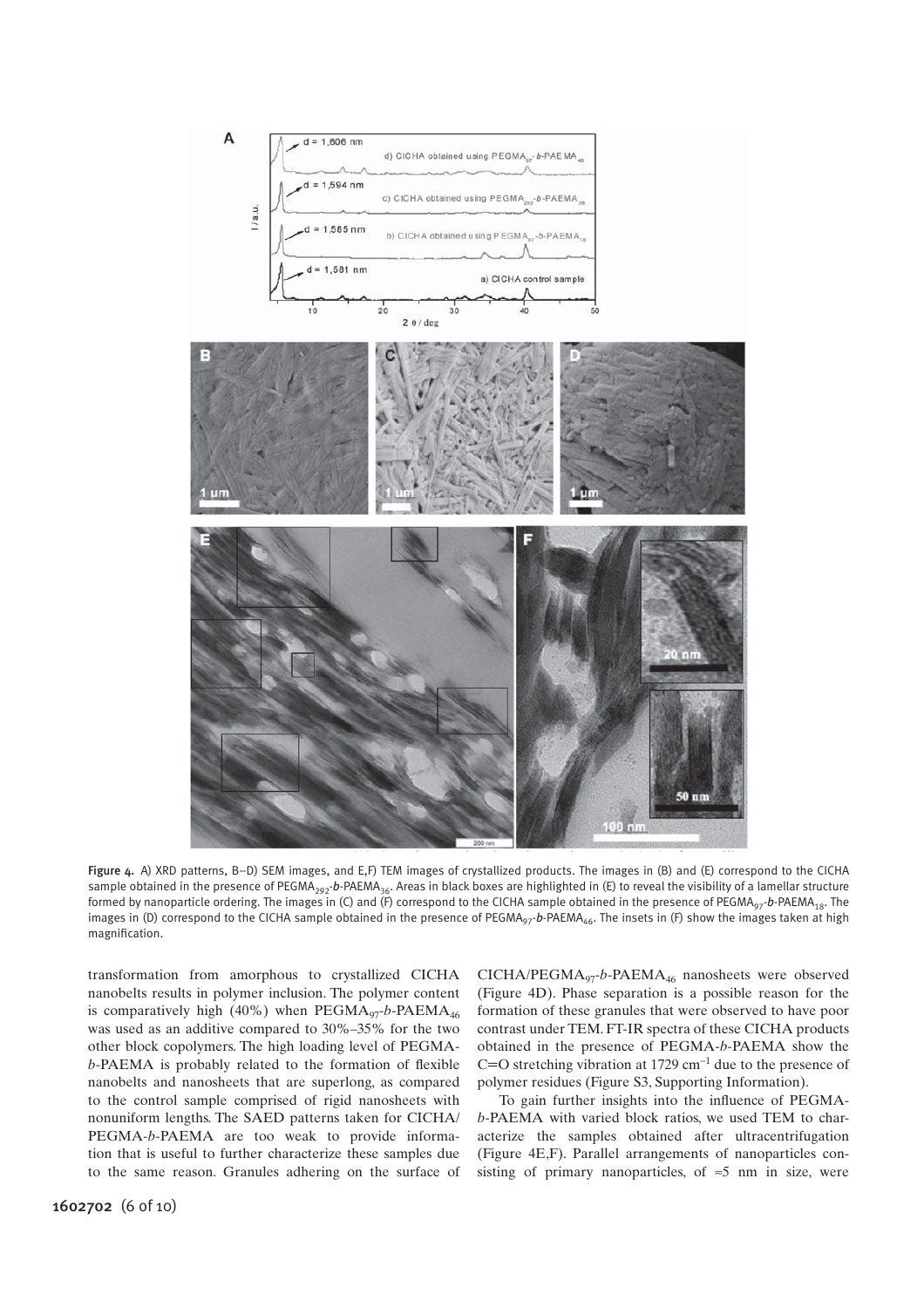Figure 4. A) XRD patterns, B–D) SEM images, and E,F) TEM images of crystallized products. The images in (B) and (E) correspond to the CICHA sample obtained in the presence of $PEGMA_{292}$-*b*-$PAEMA_{36}$. Areas in black boxes are highlighted in (E) to reveal the visibility of a lamellar structure formed by nanoparticle ordering. The images in (C) and (F) correspond to the CICHA sample obtained in the presence of $PEGMA_{97}$-*b*-$PAEMA_{18}$. The images in (D) correspond to the CICHA sample obtained in the presence of $PEGMA_{97}$-*b*-$PAEMA_{46}$. The insets in (F) show the images taken at high magnification.

transformation from amorphous to crystallized CICHA nanobelts results in polymer inclusion. The polymer content is comparatively high (40%) when $PEGMA_{97}$-*b*-$PAEMA_{46}$ was used as an additive compared to 30%–35% for the two other block copolymers. The high loading level of PEGMA-*b*-PAEMA is probably related to the formation of flexible nanobelts and nanosheets that are superlong, as compared to the control sample comprised of rigid nanosheets with nonuniform lengths. The SAED patterns taken for CICHA/PEGMA-*b*-PAEMA are too weak to provide information that is useful to further characterize these samples due to the same reason. Granules adhering on the surface of CICHA/$PEGMA_{97}$-*b*-$PAEMA_{46}$ nanosheets were observed (Figure 4D). Phase separation is a possible reason for the formation of these granules that were observed to have poor contrast under TEM. FT-IR spectra of these CICHA products obtained in the presence of PEGMA-*b*-PAEMA show the C=O stretching vibration at 1729 $cm^{-1}$ due to the presence of polymer residues (Figure S3, Supporting Information).

To gain further insights into the influence of PEGMA-*b*-PAEMA with varied block ratios, we used TEM to characterize the samples obtained after ultracentrifugation (Figure 4E,F). Parallel arrangements of nanoparticles consisting of primary nanoparticles, of ≈5 nm in size, were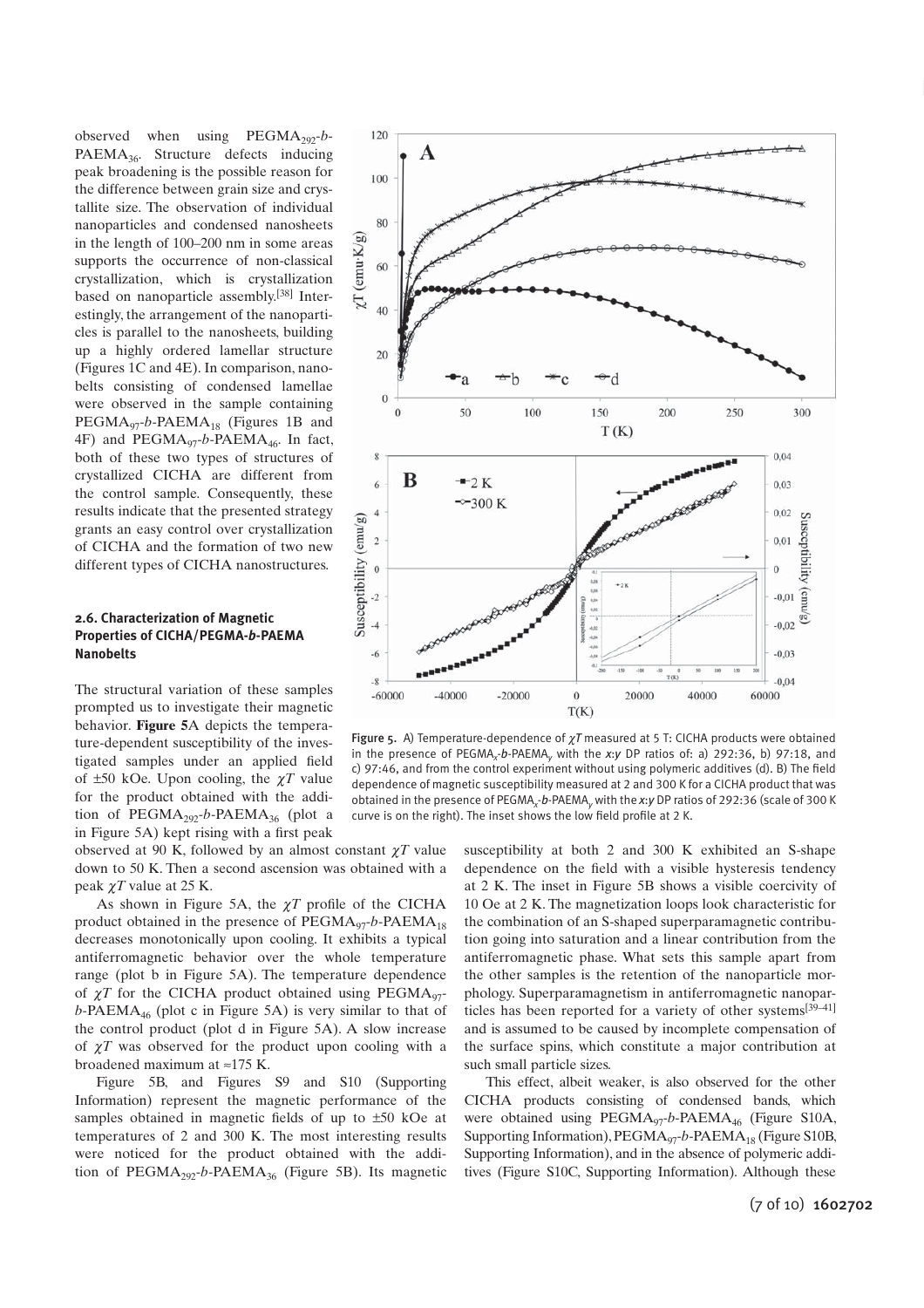observed when using $PEGMA_{292}$-*b*-$PAEMA_{36}$. Structure defects inducing peak broadening is the possible reason for the difference between grain size and crystallite size. The observation of individual nanoparticles and condensed nanosheets in the length of 100–200 nm in some areas supports the occurrence of non-classical crystallization, which is crystallization based on nanoparticle assembly.[38] Interestingly, the arrangement of the nanoparticles is parallel to the nanosheets, building up a highly ordered lamellar structure (Figures 1C and 4E). In comparison, nanobelts consisting of condensed lamellae were observed in the sample containing $PEGMA_{97}$-*b*-$PAEMA_{18}$ (Figures 1B and 4F) and $PEGMA_{97}$-*b*-$PAEMA_{46}$. In fact, both of these two types of structures of crystallized CICHA are different from the control sample. Consequently, these results indicate that the presented strategy grants an easy control over crystallization of CICHA and the formation of two new different types of CICHA nanostructures.

### 2.6. Characterization of Magnetic Properties of CICHA/PEGMA-*b*-PAEMA Nanobelts

The structural variation of these samples prompted us to investigate their magnetic behavior. **Figure 5**A depicts the temperature-dependent susceptibility of the investigated samples under an applied field of ±50 kOe. Upon cooling, the $\chi T$ value for the product obtained with the addition of $PEGMA_{292}$-*b*-$PAEMA_{36}$ (plot a in Figure 5A) kept rising with a first peak observed at 90 K, followed by an almost constant $\chi T$ value down to 50 K. Then a second ascension was obtained with a peak $\chi T$ value at 25 K.

As shown in Figure 5A, the $\chi T$ profile of the CICHA product obtained in the presence of $PEGMA_{97}$-*b*-$PAEMA_{18}$ decreases monotonically upon cooling. It exhibits a typical antiferromagnetic behavior over the whole temperature range (plot b in Figure 5A). The temperature dependence of $\chi T$ for the CICHA product obtained using $PEGMA_{97}$-*b*-$PAEMA_{46}$ (plot c in Figure 5A) is very similar to that of the control product (plot d in Figure 5A). A slow increase of $\chi T$ was observed for the product upon cooling with a broadened maximum at ≈175 K.

Figure 5B, and Figures S9 and S10 (Supporting Information) represent the magnetic performance of the samples obtained in magnetic fields of up to ±50 kOe at temperatures of 2 and 300 K. The most interesting results were noticed for the product obtained with the addition of $PEGMA_{292}$-*b*-$PAEMA_{36}$ (Figure 5B). Its magnetic susceptibility at both 2 and 300 K exhibited an S-shape dependence on the field with a visible hysteresis tendency at 2 K. The inset in Figure 5B shows a visible coercivity of 10 Oe at 2 K. The magnetization loops look characteristic for the combination of an S-shaped superparamagnetic contribution going into saturation and a linear contribution from the antiferromagnetic phase. What sets this sample apart from the other samples is the retention of the nanoparticle morphology. Superparamagnetism in antiferromagnetic nanoparticles has been reported for a variety of other systems[39–41] and is assumed to be caused by incomplete compensation of the surface spins, which constitute a major contribution at such small particle sizes.

This effect, albeit weaker, is also observed for the other CICHA products consisting of condensed bands, which were obtained using $PEGMA_{97}$-*b*-$PAEMA_{46}$ (Figure S10A, Supporting Information), $PEGMA_{97}$-*b*-$PAEMA_{18}$ (Figure S10B, Supporting Information), and in the absence of polymeric additives (Figure S10C, Supporting Information). Although these

Figure 5. A) Temperature-dependence of $\chi T$ measured at 5 T: CICHA products were obtained in the presence of $PEGMA_x$-*b*-$PAEMA_y$ with the *x*:*y* DP ratios of: a) 292:36, b) 97:18, and c) 97:46, and from the control experiment without using polymeric additives (d). B) The field dependence of magnetic susceptibility measured at 2 and 300 K for a CICHA product that was obtained in the presence of $PEGMA_x$-*b*-$PAEMA_y$ with the *x*:*y* DP ratios of 292:36 (scale of 300 K curve is on the right). The inset shows the low field profile at 2 K.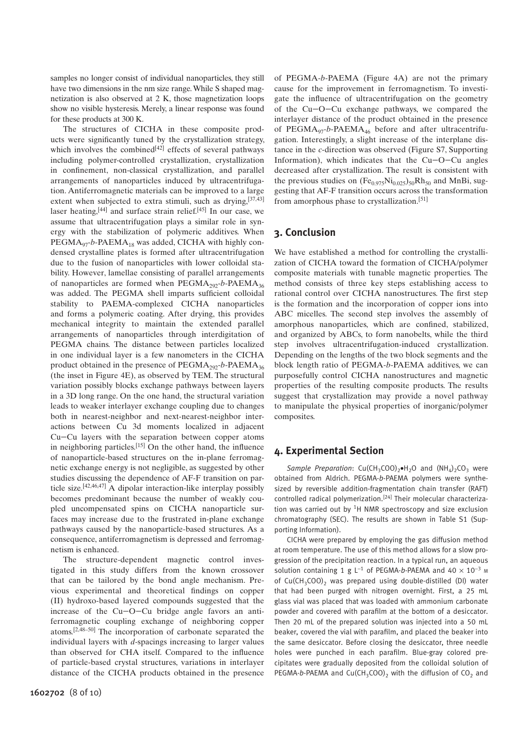samples no longer consist of individual nanoparticles, they still have two dimensions in the nm size range. While S shaped magnetization is also observed at 2 K, those magnetization loops show no visible hysteresis. Merely, a linear response was found for these products at 300 K.

The structures of CICHA in these composite products were significantly tuned by the crystallization strategy, which involves the combined[42] effects of several pathways including polymer-controlled crystallization, crystallization in confinement, non-classical crystallization, and parallel arrangements of nanoparticles induced by ultracentrifugation. Antiferromagnetic materials can be improved to a large extent when subjected to extra stimuli, such as drying,[37,43] laser heating,[44] and surface strain relief.[45] In our case, we assume that ultracentrifugation plays a similar role in synergy with the stabilization of polymeric additives. When $PEGMA_{97}$-*b*-$PAEMA_{18}$ was added, CICHA with highly condensed crystalline plates is formed after ultracentrifugation due to the fusion of nanoparticles with lower colloidal stability. However, lamellae consisting of parallel arrangements of nanoparticles are formed when $PEGMA_{292}$-*b*-$PAEMA_{36}$ was added. The PEGMA shell imparts sufficient colloidal stability to PAEMA-complexed CICHA nanoparticles and forms a polymeric coating. After drying, this provides mechanical integrity to maintain the extended parallel arrangements of nanoparticles through interdigitation of PEGMA chains. The distance between particles localized in one individual layer is a few nanometers in the CICHA product obtained in the presence of $PEGMA_{292}$-*b*-$PAEMA_{36}$ (the inset in Figure 4E), as observed by TEM. The structural variation possibly blocks exchange pathways between layers in a 3D long range. On the one hand, the structural variation leads to weaker interlayer exchange coupling due to changes both in nearest-neighbor and next-nearest-neighbor interactions between Cu 3d moments localized in adjacent Cu−Cu layers with the separation between copper atoms in neighboring particles.[15] On the other hand, the influence of nanoparticle-based structures on the in-plane ferromagnetic exchange energy is not negligible, as suggested by other studies discussing the dependence of AF-F transition on particle size.[42,46,47] A dipolar interaction-like interplay possibly becomes predominant because the number of weakly coupled uncompensated spins on CICHA nanoparticle surfaces may increase due to the frustrated in-plane exchange pathways caused by the nanoparticle-based structures. As a consequence, antiferromagnetism is depressed and ferromagnetism is enhanced.

The structure-dependent magnetic control investigated in this study differs from the known crossover that can be tailored by the bond angle mechanism. Previous experimental and theoretical findings on copper (II) hydroxo-based layered compounds suggested that the increase of the Cu−O−Cu bridge angle favors an antiferromagnetic coupling exchange of neighboring copper atoms.[2,48–50] The incorporation of carbonate separated the individual layers with *d*-spacings increasing to larger values than observed for CHA itself. Compared to the influence of particle-based crystal structures, variations in interlayer distance of the CICHA products obtained in the presence of PEGMA-*b*-PAEMA (Figure 4A) are not the primary cause for the improvement in ferromagnetism. To investigate the influence of ultracentrifugation on the geometry of the Cu−O−Cu exchange pathways, we compared the interlayer distance of the product obtained in the presence of $PEGMA_{97}$-*b*-$PAEMA_{46}$ before and after ultracentrifugation. Interestingly, a slight increase of the interplane distance in the *c*-direction was observed (Figure S7, Supporting Information), which indicates that the Cu−O−Cu angles decreased after crystallization. The result is consistent with the previous studies on $(Fe_{0.975}Ni_{0.025})_{50}Rh_{50}$ and MnBi, suggesting that AF-F transition occurs across the transformation from amorphous phase to crystallization.[51]

## 3. Conclusion

We have established a method for controlling the crystallization of CICHA toward the formation of CICHA/polymer composite materials with tunable magnetic properties. The method consists of three key steps establishing access to rational control over CICHA nanostructures. The first step is the formation and the incorporation of copper ions into ABC micelles. The second step involves the assembly of amorphous nanoparticles, which are confined, stabilized, and organized by ABCs, to form nanobelts, while the third step involves ultracentrifugation-induced crystallization. Depending on the lengths of the two block segments and the block length ratio of PEGMA-*b*-PAEMA additives, we can purposefully control CICHA nanostructures and magnetic properties of the resulting composite products. The results suggest that crystallization may provide a novel pathway to manipulate the physical properties of inorganic/polymer composites.

## 4. Experimental Section

*Sample Preparation*: $Cu(CH_3COO)_2 \bullet H_2O$ and $(NH_4)_2CO_3$ were obtained from Aldrich. PEGMA-*b*-PAEMA polymers were synthesized by reversible addition-fragmentation chain transfer (RAFT) controlled radical polymerization.[24] Their molecular characterization was carried out by $^1$H NMR spectroscopy and size exclusion chromatography (SEC). The results are shown in Table S1 (Supporting Information).

CICHA were prepared by employing the gas diffusion method at room temperature. The use of this method allows for a slow progression of the precipitation reaction. In a typical run, an aqueous solution containing 1 g $L^{-1}$ of PEGMA-*b*-PAEMA and $40 \times 10^{-3}$ M of $Cu(CH_3COO)_2$ was prepared using double-distilled (DI) water that had been purged with nitrogen overnight. First, a 25 mL glass vial was placed that was loaded with ammonium carbonate powder and covered with parafilm at the bottom of a desiccator. Then 20 mL of the prepared solution was injected into a 50 mL beaker, covered the vial with parafilm, and placed the beaker into the same desiccator. Before closing the desiccator, three needle holes were punched in each parafilm. Blue-gray colored precipitates were gradually deposited from the colloidal solution of PEGMA-*b*-PAEMA and $Cu(CH_3COO)_2$ with the diffusion of $CO_2$ and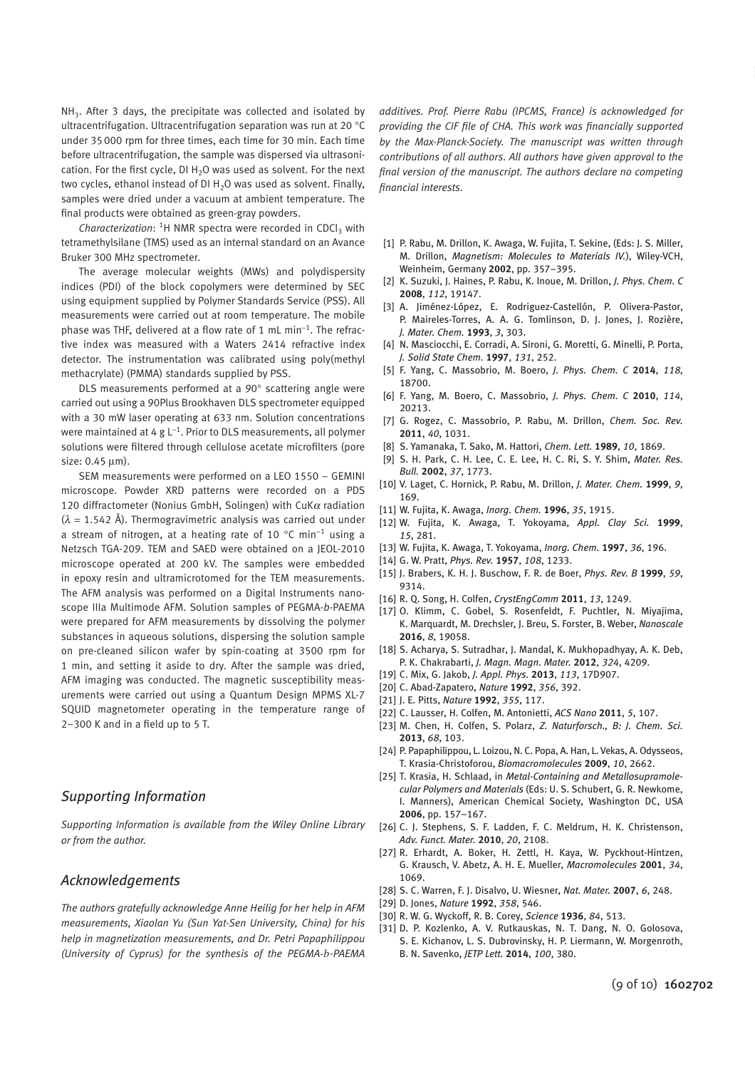$NH_3$. After 3 days, the precipitate was collected and isolated by ultracentrifugation. Ultracentrifugation separation was run at 20 °C under 35 000 rpm for three times, each time for 30 min. Each time before ultracentrifugation, the sample was dispersed via ultrasonication. For the first cycle, DI $H_2O$ was used as solvent. For the next two cycles, ethanol instead of DI $H_2O$ was used as solvent. Finally, samples were dried under a vacuum at ambient temperature. The final products were obtained as green-gray powders.

*Characterization*: $^1$H NMR spectra were recorded in $CDCl_3$ with tetramethylsilane (TMS) used as an internal standard on an Avance Bruker 300 MHz spectrometer.

The average molecular weights (MWs) and polydispersity indices (PDI) of the block copolymers were determined by SEC using equipment supplied by Polymer Standards Service (PSS). All measurements were carried out at room temperature. The mobile phase was THF, delivered at a flow rate of 1 mL min$^{-1}$. The refractive index was measured with a Waters 2414 refractive index detector. The instrumentation was calibrated using poly(methyl methacrylate) (PMMA) standards supplied by PSS.

DLS measurements performed at a 90° scattering angle were carried out using a 90Plus Brookhaven DLS spectrometer equipped with a 30 mW laser operating at 633 nm. Solution concentrations were maintained at 4 g L$^{-1}$. Prior to DLS measurements, all polymer solutions were filtered through cellulose acetate microfilters (pore size: 0.45 µm).

SEM measurements were performed on a LEO 1550 – GEMINI microscope. Powder XRD patterns were recorded on a PDS 120 diffractometer (Nonius GmbH, Solingen) with CuK$\alpha$ radiation ($\lambda$ = 1.542 Å). Thermogravimetric analysis was carried out under a stream of nitrogen, at a heating rate of 10 °C min$^{-1}$ using a Netzsch TGA-209. TEM and SAED were obtained on a JEOL-2010 microscope operated at 200 kV. The samples were embedded in epoxy resin and ultramicrotomed for the TEM measurements. The AFM analysis was performed on a Digital Instruments nanoscope IIIa Multimode AFM. Solution samples of PEGMA-*b*-PAEMA were prepared for AFM measurements by dissolving the polymer substances in aqueous solutions, dispersing the solution sample on pre-cleaned silicon wafer by spin-coating at 3500 rpm for 1 min, and setting it aside to dry. After the sample was dried, AFM imaging was conducted. The magnetic susceptibility measurements were carried out using a Quantum Design MPMS XL-7 SQUID magnetometer operating in the temperature range of 2–300 K and in a field up to 5 T.

## Supporting Information

*Supporting Information is available from the Wiley Online Library or from the author.*

## Acknowledgements

*The authors gratefully acknowledge Anne Heilig for her help in AFM measurements, Xiaolan Yu (Sun Yat-Sen University, China) for his help in magnetization measurements, and Dr. Petri Papaphilippou (University of Cyprus) for the synthesis of the PEGMA-b-PAEMA additives. Prof. Pierre Rabu (IPCMS, France) is acknowledged for providing the CIF file of CHA. This work was financially supported by the Max-Planck-Society. The manuscript was written through contributions of all authors. All authors have given approval to the final version of the manuscript. The authors declare no competing financial interests.*

[1] P. Rabu, M. Drillon, K. Awaga, W. Fujita, T. Sekine, (Eds: J. S. Miller, M. Drillon, *Magnetism: Molecules to Materials IV.*), Wiley-VCH, Weinheim, Germany **2002**, pp. 357–395.
[2] K. Suzuki, J. Haines, P. Rabu, K. Inoue, M. Drillon, *J. Phys. Chem. C* **2008**, *112*, 19147.
[3] A. Jiménez-López, E. Rodriguez-Castellón, P. Olivera-Pastor, P. Maireles-Torres, A. A. G. Tomlinson, D. J. Jones, J. Rozière, *J. Mater. Chem.* **1993**, *3*, 303.
[4] N. Masciocchi, E. Corradi, A. Sironi, G. Moretti, G. Minelli, P. Porta, *J. Solid State Chem.* **1997**, *131*, 252.
[5] F. Yang, C. Massobrio, M. Boero, *J. Phys. Chem. C* **2014**, *118*, 18700.
[6] F. Yang, M. Boero, C. Massobrio, *J. Phys. Chem. C* **2010**, *114*, 20213.
[7] G. Rogez, C. Massobrio, P. Rabu, M. Drillon, *Chem. Soc. Rev.* **2011**, *40*, 1031.
[8] S. Yamanaka, T. Sako, M. Hattori, *Chem. Lett.* **1989**, *10*, 1869.
[9] S. H. Park, C. H. Lee, C. E. Lee, H. C. Ri, S. Y. Shim, *Mater. Res. Bull.* **2002**, *37*, 1773.
[10] V. Laget, C. Hornick, P. Rabu, M. Drillon, *J. Mater. Chem.* **1999**, *9*, 169.
[11] W. Fujita, K. Awaga, *Inorg. Chem.* **1996**, *35*, 1915.
[12] W. Fujita, K. Awaga, T. Yokoyama, *Appl. Clay Sci.* **1999**, *15*, 281.
[13] W. Fujita, K. Awaga, T. Yokoyama, *Inorg. Chem.* **1997**, *36*, 196.
[14] G. W. Pratt, *Phys. Rev.* **1957**, *108*, 1233.
[15] J. Brabers, K. H. J. Buschow, F. R. de Boer, *Phys. Rev. B* **1999**, *59*, 9314.
[16] R. Q. Song, H. Colfen, *CrystEngComm* **2011**, *13*, 1249.
[17] O. Klimm, C. Gobel, S. Rosenfeldt, F. Puchtler, N. Miyajima, K. Marquardt, M. Drechsler, J. Breu, S. Forster, B. Weber, *Nanoscale* **2016**, *8*, 19058.
[18] S. Acharya, S. Sutradhar, J. Mandal, K. Mukhopadhyay, A. K. Deb, P. K. Chakrabarti, *J. Magn. Magn. Mater.* **2012**, *324*, 4209.
[19] C. Mix, G. Jakob, *J. Appl. Phys.* **2013**, *113*, 17D907.
[20] C. Abad-Zapatero, *Nature* **1992**, *356*, 392.
[21] J. E. Pitts, *Nature* **1992**, *355*, 117.
[22] C. Lausser, H. Colfen, M. Antonietti, *ACS Nano* **2011**, *5*, 107.
[23] M. Chen, H. Colfen, S. Polarz, *Z. Naturforsch., B: J. Chem. Sci.* **2013**, *68*, 103.
[24] P. Papaphilippou, L. Loizou, N. C. Popa, A. Han, L. Vekas, A. Odysseos, T. Krasia-Christoforou, *Biomacromolecules* **2009**, *10*, 2662.
[25] T. Krasia, H. Schlaad, in *Metal-Containing and Metallosupramolecular Polymers and Materials* (Eds: U. S. Schubert, G. R. Newkome, I. Manners), American Chemical Society, Washington DC, USA **2006**, pp. 157–167.
[26] C. J. Stephens, S. F. Ladden, F. C. Meldrum, H. K. Christenson, *Adv. Funct. Mater.* **2010**, *20*, 2108.
[27] R. Erhardt, A. Boker, H. Zettl, H. Kaya, W. Pyckhout-Hintzen, G. Krausch, V. Abetz, A. H. E. Mueller, *Macromolecules* **2001**, *34*, 1069.
[28] S. C. Warren, F. J. Disalvo, U. Wiesner, *Nat. Mater.* **2007**, *6*, 248.
[29] D. Jones, *Nature* **1992**, *358*, 546.
[30] R. W. G. Wyckoff, R. B. Corey, *Science* **1936**, *84*, 513.
[31] D. P. Kozlenko, A. V. Rutkauskas, N. T. Dang, N. O. Golosova, S. E. Kichanov, L. S. Dubrovinsky, H. P. Liermann, W. Morgenroth, B. N. Savenko, *JETP Lett.* **2014**, *100*, 380.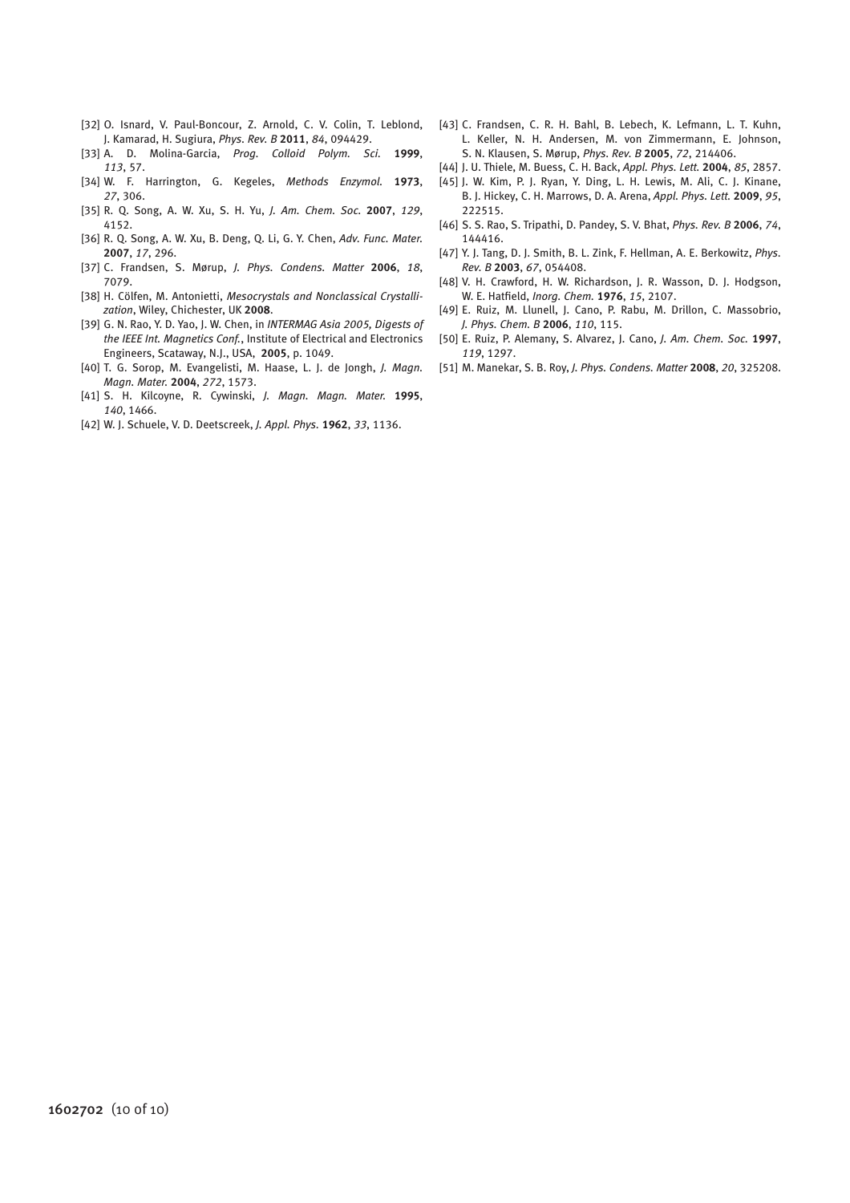[32] O. Isnard, V. Paul-Boncour, Z. Arnold, C. V. Colin, T. Leblond, J. Kamarad, H. Sugiura, *Phys. Rev. B* **2011**, *84*, 094429.

[33] A. D. Molina-Garcia, *Prog. Colloid Polym. Sci.* **1999**, *113*, 57.

[34] W. F. Harrington, G. Kegeles, *Methods Enzymol.* **1973**, *27*, 306.

[35] R. Q. Song, A. W. Xu, S. H. Yu, *J. Am. Chem. Soc.* **2007**, *129*, 4152.

[36] R. Q. Song, A. W. Xu, B. Deng, Q. Li, G. Y. Chen, *Adv. Func. Mater.* **2007**, *17*, 296.

[37] C. Frandsen, S. Mørup, *J. Phys. Condens. Matter* **2006**, *18*, 7079.

[38] H. Cölfen, M. Antonietti, *Mesocrystals and Nonclassical Crystallization*, Wiley, Chichester, UK **2008**.

[39] G. N. Rao, Y. D. Yao, J. W. Chen, in *INTERMAG Asia 2005, Digests of the IEEE Int. Magnetics Conf.*, Institute of Electrical and Electronics Engineers, Scataway, N.J., USA, **2005**, p. 1049.

[40] T. G. Sorop, M. Evangelisti, M. Haase, L. J. de Jongh, *J. Magn. Magn. Mater.* **2004**, *272*, 1573.

[41] S. H. Kilcoyne, R. Cywinski, *J. Magn. Magn. Mater.* **1995**, *140*, 1466.

[42] W. J. Schuele, V. D. Deetscreek, *J. Appl. Phys.* **1962**, *33*, 1136.

[43] C. Frandsen, C. R. H. Bahl, B. Lebech, K. Lefmann, L. T. Kuhn, L. Keller, N. H. Andersen, M. von Zimmermann, E. Johnson, S. N. Klausen, S. Mørup, *Phys. Rev. B* **2005**, *72*, 214406.

[44] J. U. Thiele, M. Buess, C. H. Back, *Appl. Phys. Lett.* **2004**, *85*, 2857.

[45] J. W. Kim, P. J. Ryan, Y. Ding, L. H. Lewis, M. Ali, C. J. Kinane, B. J. Hickey, C. H. Marrows, D. A. Arena, *Appl. Phys. Lett.* **2009**, *95*, 222515.

[46] S. S. Rao, S. Tripathi, D. Pandey, S. V. Bhat, *Phys. Rev. B* **2006**, *74*, 144416.

[47] Y. J. Tang, D. J. Smith, B. L. Zink, F. Hellman, A. E. Berkowitz, *Phys. Rev. B* **2003**, *67*, 054408.

[48] V. H. Crawford, H. W. Richardson, J. R. Wasson, D. J. Hodgson, W. E. Hatfield, *Inorg. Chem.* **1976**, *15*, 2107.

[49] E. Ruiz, M. Llunell, J. Cano, P. Rabu, M. Drillon, C. Massobrio, *J. Phys. Chem. B* **2006**, *110*, 115.

[50] E. Ruiz, P. Alemany, S. Alvarez, J. Cano, *J. Am. Chem. Soc.* **1997**, *119*, 1297.

[51] M. Manekar, S. B. Roy, *J. Phys. Condens. Matter* **2008**, *20*, 325208.